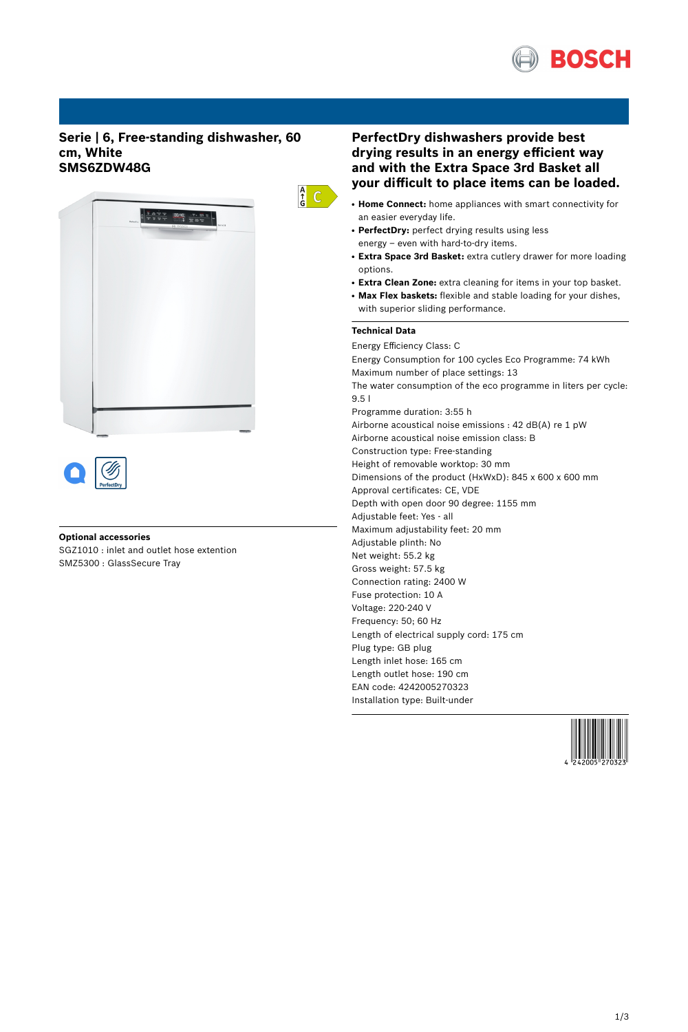# Serie | 6, Free-standing dishwasher, 60 cm, White
## SMS6ZDW48G

## PerfectDry dishwashers provide best drying results in an energy efficient way and with the Extra Space 3rd Basket all your difficult to place items can be loaded.

- **Home Connect:** home appliances with smart connectivity for an easier everyday life.
- **PerfectDry:** perfect drying results using less energy – even with hard-to-dry items.
- **Extra Space 3rd Basket:** extra cutlery drawer for more loading options.
- **Extra Clean Zone:** extra cleaning for items in your top basket.
- **Max Flex baskets:** flexible and stable loading for your dishes, with superior sliding performance.

### Technical Data

Energy Efficiency Class: C
Energy Consumption for 100 cycles Eco Programme: 74 kWh
Maximum number of place settings: 13
The water consumption of the eco programme in liters per cycle: 9.5 l
Programme duration: 3:55 h
Airborne acoustical noise emissions : 42 dB(A) re 1 pW
Airborne acoustical noise emission class: B
Construction type: Free-standing
Height of removable worktop: 30 mm
Dimensions of the product (HxWxD): 845 x 600 x 600 mm
Approval certificates: CE, VDE
Depth with open door 90 degree: 1155 mm
Adjustable feet: Yes - all
Maximum adjustability feet: 20 mm
Adjustable plinth: No
Net weight: 55.2 kg
Gross weight: 57.5 kg
Connection rating: 2400 W
Fuse protection: 10 A
Voltage: 220-240 V
Frequency: 50; 60 Hz
Length of electrical supply cord: 175 cm
Plug type: GB plug
Length inlet hose: 165 cm
Length outlet hose: 190 cm
EAN code: 4242005270323
Installation type: Built-under

### Optional accessories

SGZ1010 : inlet and outlet hose extention
SMZ5300 : GlassSecure Tray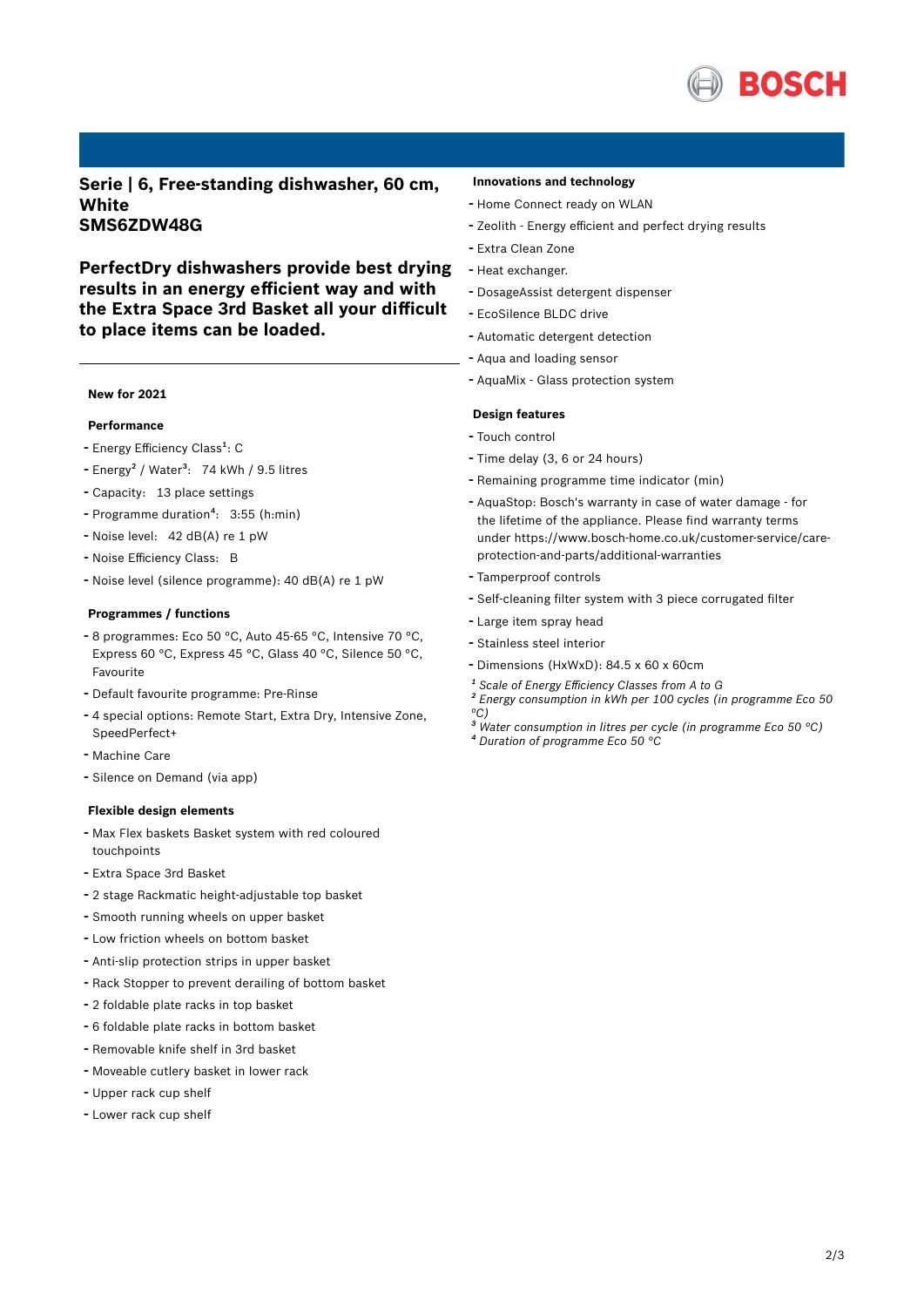## Serie | 6, Free-standing dishwasher, 60 cm, White
## SMS6ZDW48G

**PerfectDry dishwashers provide best drying results in an energy efficient way and with the Extra Space 3rd Basket all your difficult to place items can be loaded.**

---

**New for 2021**

**Performance**

- Energy Efficiency Class[1]: C
- Energy[2] / Water[3]: 74 kWh / 9.5 litres
- Capacity: 13 place settings
- Programme duration[4]: 3:55 (h:min)
- Noise level: 42 dB(A) re 1 pW
- Noise Efficiency Class: B
- Noise level (silence programme): 40 dB(A) re 1 pW

**Programmes / functions**

- 8 programmes: Eco 50 °C, Auto 45-65 °C, Intensive 70 °C, Express 60 °C, Express 45 °C, Glass 40 °C, Silence 50 °C, Favourite
- Default favourite programme: Pre-Rinse
- 4 special options: Remote Start, Extra Dry, Intensive Zone, SpeedPerfect+
- Machine Care
- Silence on Demand (via app)

**Flexible design elements**

- Max Flex baskets Basket system with red coloured touchpoints
- Extra Space 3rd Basket
- 2 stage Rackmatic height-adjustable top basket
- Smooth running wheels on upper basket
- Low friction wheels on bottom basket
- Anti-slip protection strips in upper basket
- Rack Stopper to prevent derailing of bottom basket
- 2 foldable plate racks in top basket
- 6 foldable plate racks in bottom basket
- Removable knife shelf in 3rd basket
- Moveable cutlery basket in lower rack
- Upper rack cup shelf
- Lower rack cup shelf

**Innovations and technology**

- Home Connect ready on WLAN
- Zeolith - Energy efficient and perfect drying results
- Extra Clean Zone
- Heat exchanger.
- DosageAssist detergent dispenser
- EcoSilence BLDC drive
- Automatic detergent detection
- Aqua and loading sensor
- AquaMix - Glass protection system

**Design features**

- Touch control
- Time delay (3, 6 or 24 hours)
- Remaining programme time indicator (min)
- AquaStop: Bosch's warranty in case of water damage - for the lifetime of the appliance. Please find warranty terms under https://www.bosch-home.co.uk/customer-service/care-protection-and-parts/additional-warranties
- Tamperproof controls
- Self-cleaning filter system with 3 piece corrugated filter
- Large item spray head
- Stainless steel interior
- Dimensions (HxWxD): 84.5 x 60 x 60cm

*[1] Scale of Energy Efficiency Classes from A to G*
*[2] Energy consumption in kWh per 100 cycles (in programme Eco 50 °C)*
*[3] Water consumption in litres per cycle (in programme Eco 50 °C)*
*[4] Duration of programme Eco 50 °C*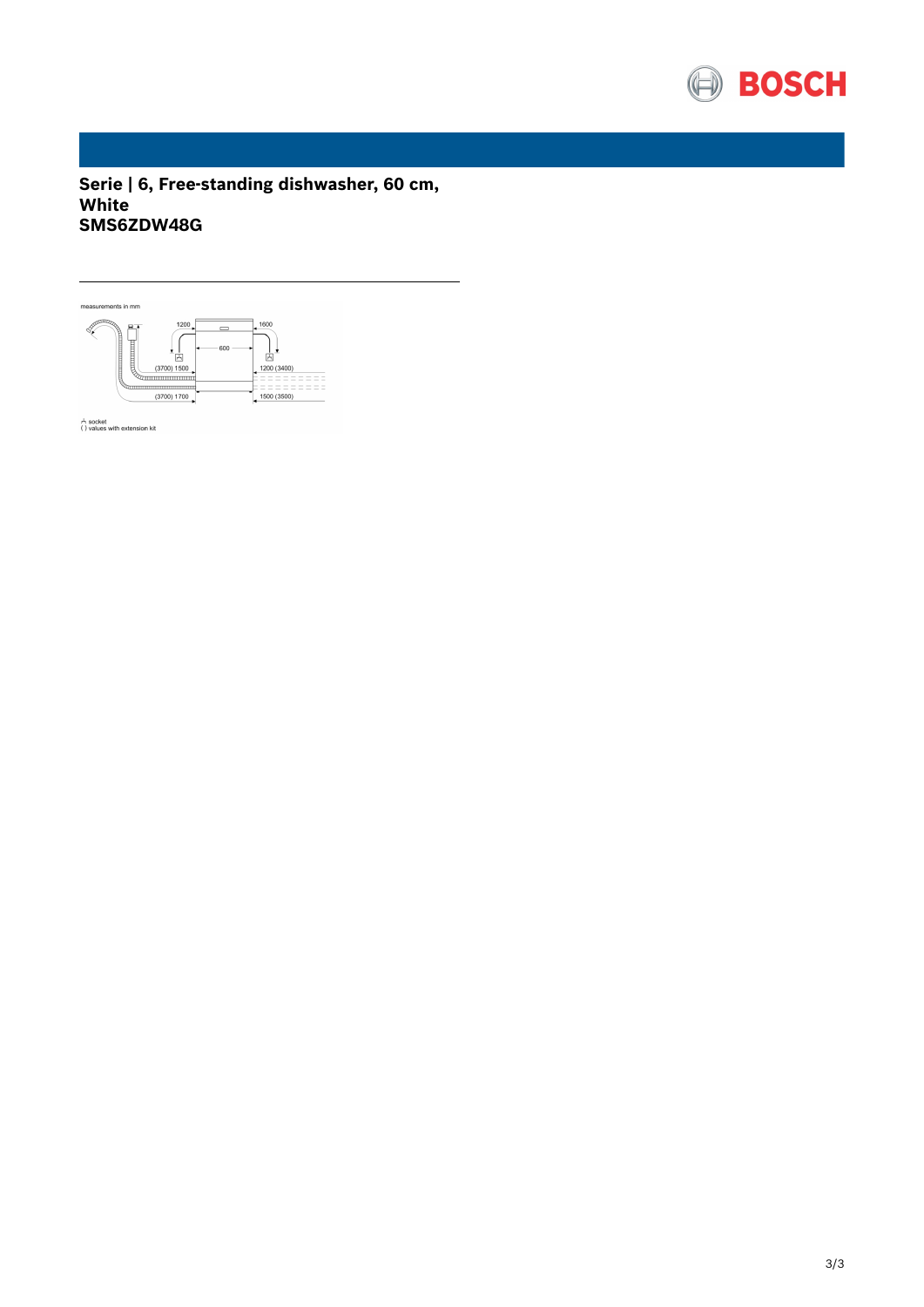**Serie | 6, Free-standing dishwasher, 60 cm, White**
**SMS6ZDW48G**

measurements in mm

1200

1600

600

(3700) 1500

1200 (3400)

(3700) 1700

1500 (3500)

socket
( ) values with extension kit